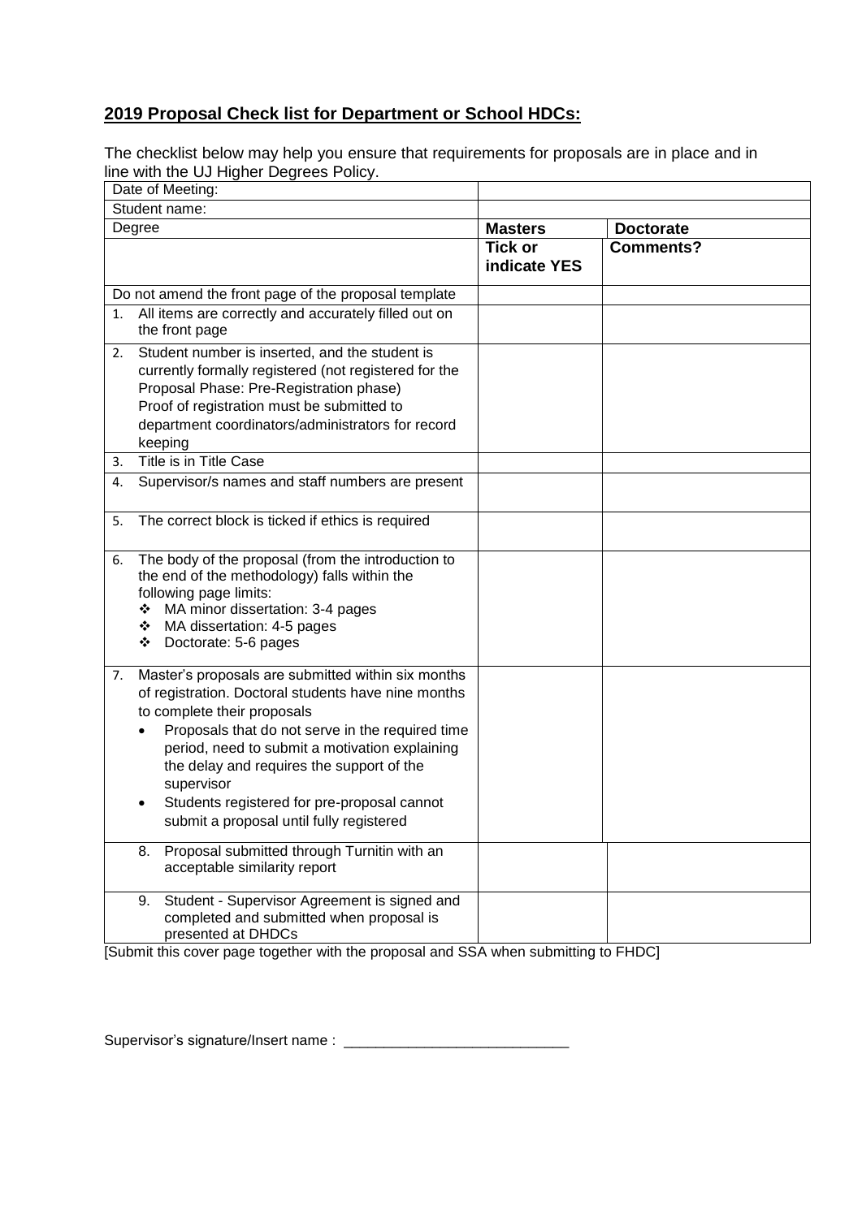## **2019 Proposal Check list for Department or School HDCs:**

The checklist below may help you ensure that requirements for proposals are in place and in line with the UJ Higher Degrees Policy.

| Date of Meeting: | | |
|---|---|---|
| Student name: | | |
| Degree | **Masters** | **Doctorate** |
| | **Tick or indicate YES** | **Comments?** |
| Do not amend the front page of the proposal template | | |
| 1. All items are correctly and accurately filled out on the front page | | |
| 2. Student number is inserted, and the student is currently formally registered (not registered for the Proposal Phase: Pre-Registration phase) Proof of registration must be submitted to department coordinators/administrators for record keeping | | |
| 3. Title is in Title Case | | |
| 4. Supervisor/s names and staff numbers are present | | |
| 5. The correct block is ticked if ethics is required | | |
| 6. The body of the proposal (from the introduction to the end of the methodology) falls within the following page limits: ❖ MA minor dissertation: 3-4 pages ❖ MA dissertation: 4-5 pages ❖ Doctorate: 5-6 pages | | |
| 7. Master's proposals are submitted within six months of registration. Doctoral students have nine months to complete their proposals • Proposals that do not serve in the required time period, need to submit a motivation explaining the delay and requires the support of the supervisor • Students registered for pre-proposal cannot submit a proposal until fully registered | | |
| 8. Proposal submitted through Turnitin with an acceptable similarity report | | |
| 9. Student - Supervisor Agreement is signed and completed and submitted when proposal is presented at DHDCs | | |

[Submit this cover page together with the proposal and SSA when submitting to FHDC]

Supervisor's signature/Insert name : ____________________________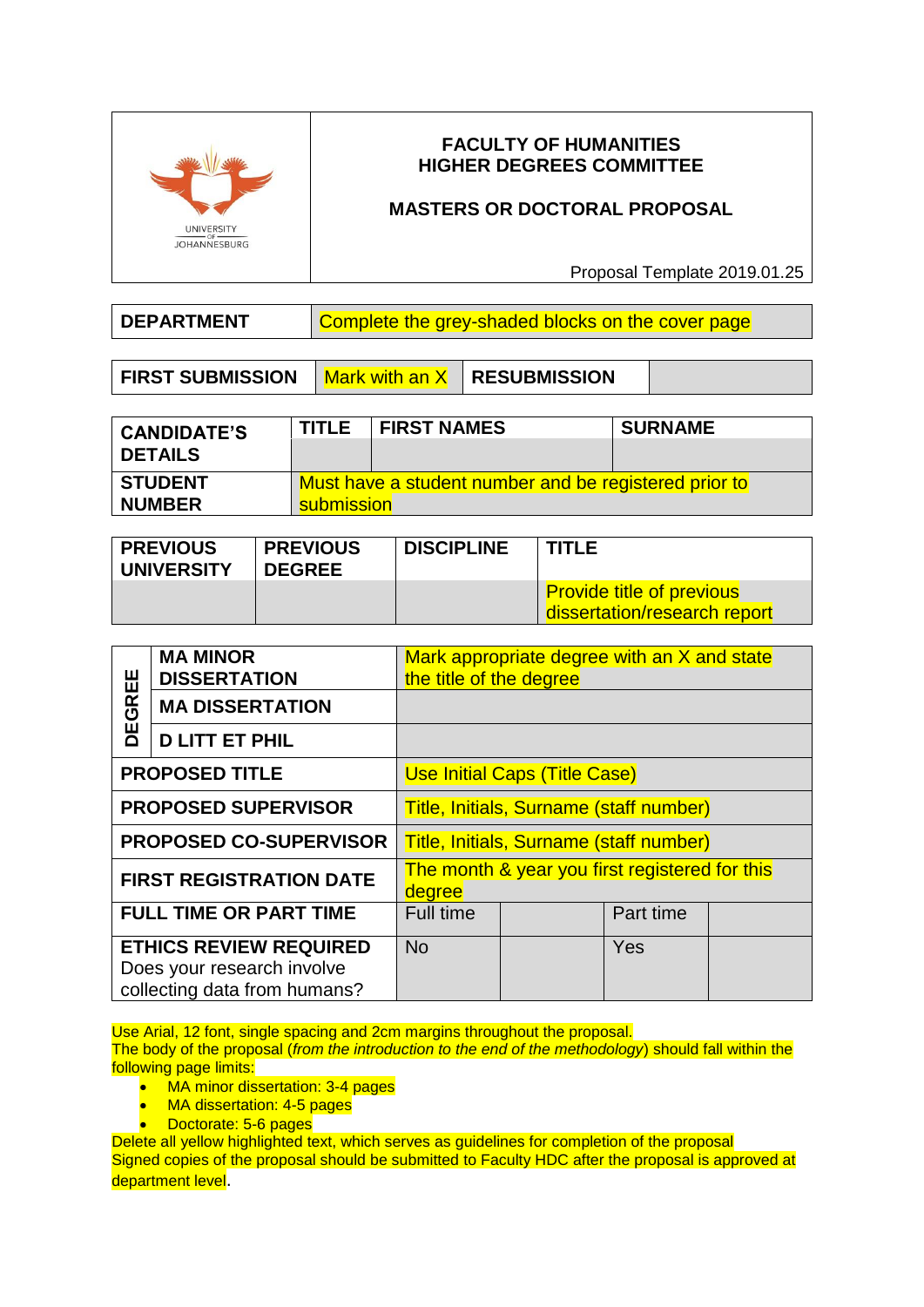| | **FACULTY OF HUMANITIES**<br>**HIGHER DEGREES COMMITTEE**<br><br>**MASTERS OR DOCTORAL PROPOSAL**<br><br>Proposal Template 2019.01.25 |
|---|---|

| **DEPARTMENT** | Complete the grey-shaded blocks on the cover page |
|---|---|

| **FIRST SUBMISSION** | Mark with an X | **RESUBMISSION** | |
|---|---|---|---|

| **CANDIDATE'S DETAILS** | **TITLE** | **FIRST NAMES** | **SURNAME** |
|---|---|---|---|
| | | | |
| **STUDENT NUMBER** | Must have a student number and be registered prior to submission | | |

| **PREVIOUS UNIVERSITY** | **PREVIOUS DEGREE** | **DISCIPLINE** | **TITLE** |
|---|---|---|---|
| | | | Provide title of previous dissertation/research report |

| | | | | |
|---|---|---|---|---|
| **DEGREE** | **MA MINOR DISSERTATION** | Mark appropriate degree with an X and state the title of the degree | | |
| | **MA DISSERTATION** | | | |
| | **D LITT ET PHIL** | | | |
| **PROPOSED TITLE** | | Use Initial Caps (Title Case) | | |
| **PROPOSED SUPERVISOR** | | Title, Initials, Surname (staff number) | | |
| **PROPOSED CO-SUPERVISOR** | | Title, Initials, Surname (staff number) | | |
| **FIRST REGISTRATION DATE** | | The month & year you first registered for this degree | | |
| **FULL TIME OR PART TIME** | | Full time | | Part time | |
| **ETHICS REVIEW REQUIRED** Does your research involve collecting data from humans? | | No | | Yes | |

Use Arial, 12 font, single spacing and 2cm margins throughout the proposal.
The body of the proposal (*from the introduction to the end of the methodology*) should fall within the following page limits:

- MA minor dissertation: 3-4 pages
- MA dissertation: 4-5 pages
- Doctorate: 5-6 pages

Delete all yellow highlighted text, which serves as guidelines for completion of the proposal
Signed copies of the proposal should be submitted to Faculty HDC after the proposal is approved at department level.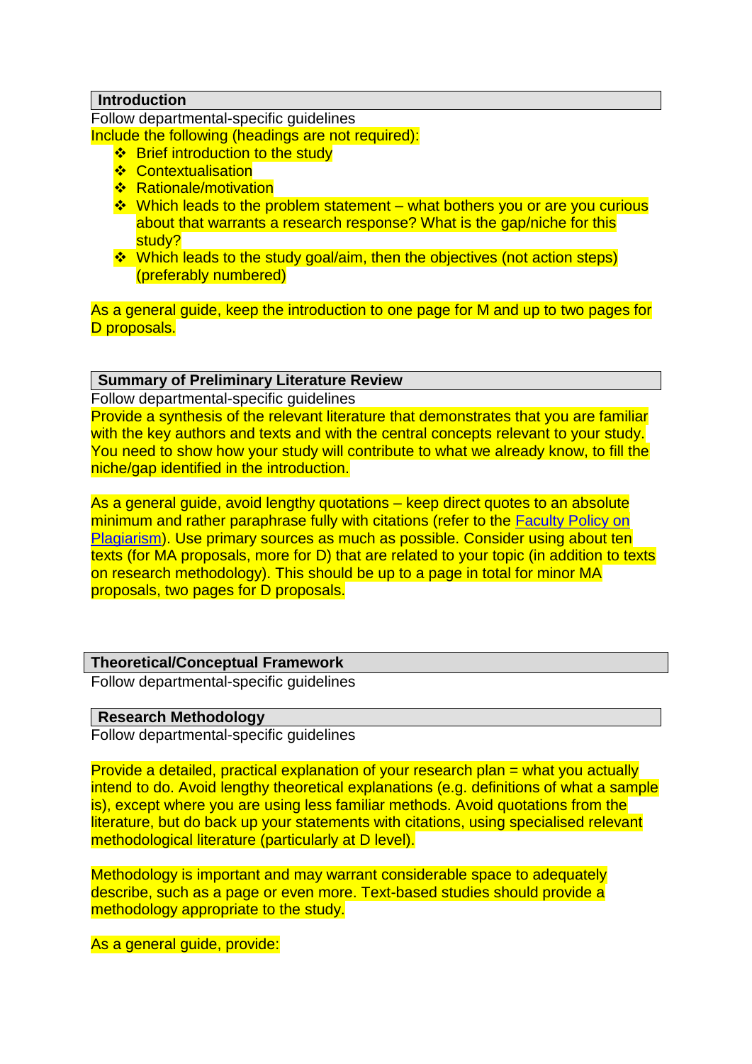## Introduction

Follow departmental-specific guidelines

Include the following (headings are not required):

- Brief introduction to the study
- Contextualisation
- Rationale/motivation
- Which leads to the problem statement – what bothers you or are you curious about that warrants a research response? What is the gap/niche for this study?
- Which leads to the study goal/aim, then the objectives (not action steps) (preferably numbered)

As a general guide, keep the introduction to one page for M and up to two pages for D proposals.

## Summary of Preliminary Literature Review

Follow departmental-specific guidelines

Provide a synthesis of the relevant literature that demonstrates that you are familiar with the key authors and texts and with the central concepts relevant to your study. You need to show how your study will contribute to what we already know, to fill the niche/gap identified in the introduction.

As a general guide, avoid lengthy quotations – keep direct quotes to an absolute minimum and rather paraphrase fully with citations (refer to the Faculty Policy on Plagiarism). Use primary sources as much as possible. Consider using about ten texts (for MA proposals, more for D) that are related to your topic (in addition to texts on research methodology). This should be up to a page in total for minor MA proposals, two pages for D proposals.

## Theoretical/Conceptual Framework

Follow departmental-specific guidelines

## Research Methodology

Follow departmental-specific guidelines

Provide a detailed, practical explanation of your research plan = what you actually intend to do. Avoid lengthy theoretical explanations (e.g. definitions of what a sample is), except where you are using less familiar methods. Avoid quotations from the literature, but do back up your statements with citations, using specialised relevant methodological literature (particularly at D level).

Methodology is important and may warrant considerable space to adequately describe, such as a page or even more. Text-based studies should provide a methodology appropriate to the study.

As a general guide, provide: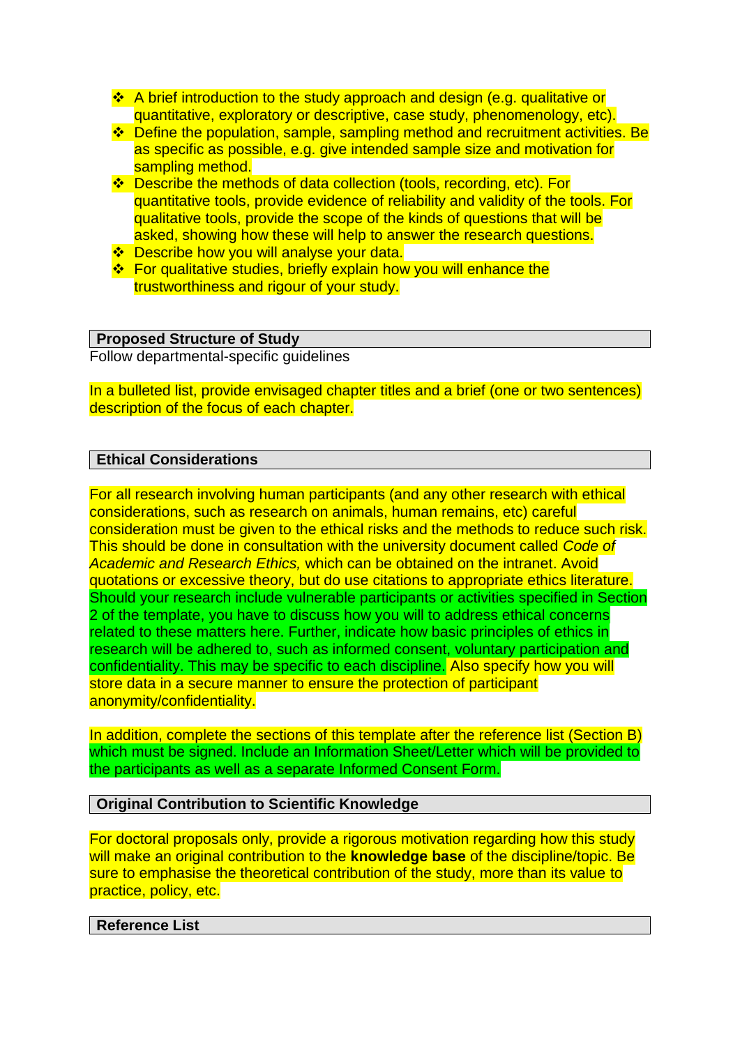- A brief introduction to the study approach and design (e.g. qualitative or quantitative, exploratory or descriptive, case study, phenomenology, etc).
- Define the population, sample, sampling method and recruitment activities. Be as specific as possible, e.g. give intended sample size and motivation for sampling method.
- Describe the methods of data collection (tools, recording, etc). For quantitative tools, provide evidence of reliability and validity of the tools. For qualitative tools, provide the scope of the kinds of questions that will be asked, showing how these will help to answer the research questions.
- Describe how you will analyse your data.
- For qualitative studies, briefly explain how you will enhance the trustworthiness and rigour of your study.

## Proposed Structure of Study

Follow departmental-specific guidelines

In a bulleted list, provide envisaged chapter titles and a brief (one or two sentences) description of the focus of each chapter.

## Ethical Considerations

For all research involving human participants (and any other research with ethical considerations, such as research on animals, human remains, etc) careful consideration must be given to the ethical risks and the methods to reduce such risk. This should be done in consultation with the university document called *Code of Academic and Research Ethics,* which can be obtained on the intranet. Avoid quotations or excessive theory, but do use citations to appropriate ethics literature. Should your research include vulnerable participants or activities specified in Section 2 of the template, you have to discuss how you will to address ethical concerns related to these matters here. Further, indicate how basic principles of ethics in research will be adhered to, such as informed consent, voluntary participation and confidentiality. This may be specific to each discipline. Also specify how you will store data in a secure manner to ensure the protection of participant anonymity/confidentiality.

In addition, complete the sections of this template after the reference list (Section B) which must be signed. Include an Information Sheet/Letter which will be provided to the participants as well as a separate Informed Consent Form.

## Original Contribution to Scientific Knowledge

For doctoral proposals only, provide a rigorous motivation regarding how this study will make an original contribution to the **knowledge base** of the discipline/topic. Be sure to emphasise the theoretical contribution of the study, more than its value to practice, policy, etc.

## Reference List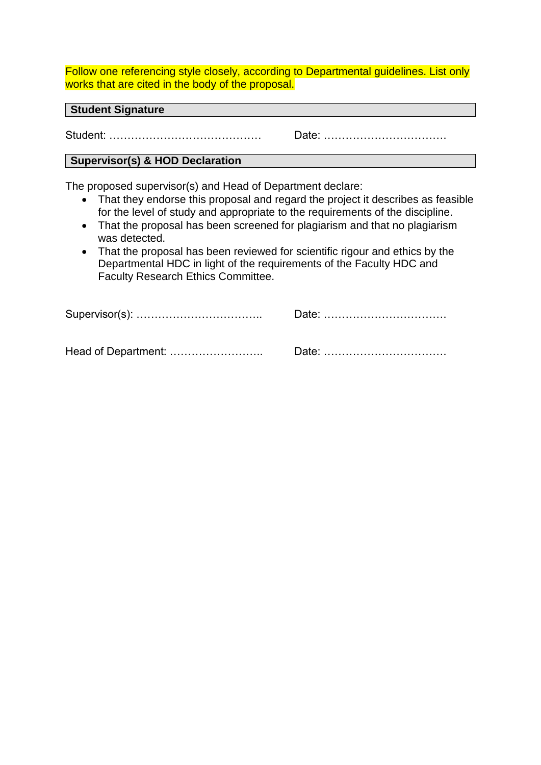Follow one referencing style closely, according to Departmental guidelines. List only works that are cited in the body of the proposal.

## Student Signature

Student: …………………………………… Date: ……………………………

## Supervisor(s) & HOD Declaration

The proposed supervisor(s) and Head of Department declare:

- That they endorse this proposal and regard the project it describes as feasible for the level of study and appropriate to the requirements of the discipline.
- That the proposal has been screened for plagiarism and that no plagiarism was detected.
- That the proposal has been reviewed for scientific rigour and ethics by the Departmental HDC in light of the requirements of the Faculty HDC and Faculty Research Ethics Committee.

Supervisor(s): …………………………….. Date: ……………………………

Head of Department: …………………….. Date: ……………………………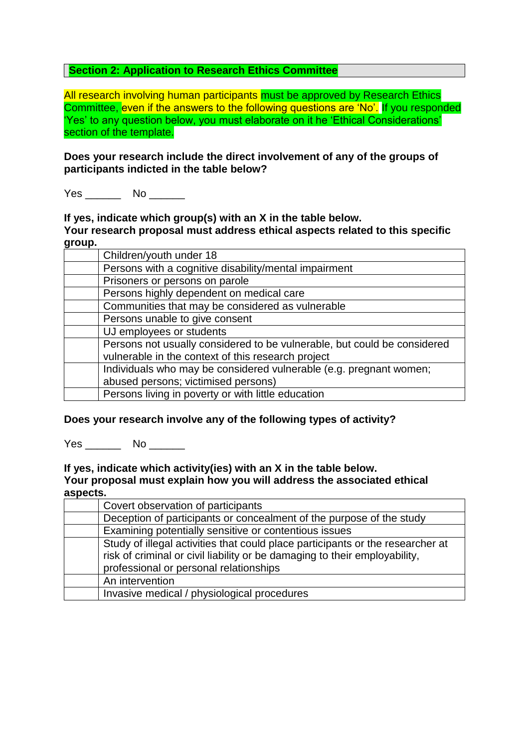## Section 2: Application to Research Ethics Committee

All research involving human participants must be approved by Research Ethics Committee, even if the answers to the following questions are 'No'. If you responded 'Yes' to any question below, you must elaborate on it he 'Ethical Considerations' section of the template.

**Does your research include the direct involvement of any of the groups of participants indicted in the table below?**

Yes ______ No ______

**If yes, indicate which group(s) with an X in the table below.**
**Your research proposal must address ethical aspects related to this specific group.**

| | |
|---|---|
| | Children/youth under 18 |
| | Persons with a cognitive disability/mental impairment |
| | Prisoners or persons on parole |
| | Persons highly dependent on medical care |
| | Communities that may be considered as vulnerable |
| | Persons unable to give consent |
| | UJ employees or students |
| | Persons not usually considered to be vulnerable, but could be considered vulnerable in the context of this research project |
| | Individuals who may be considered vulnerable (e.g. pregnant women; abused persons; victimised persons) |
| | Persons living in poverty or with little education |

**Does your research involve any of the following types of activity?**

Yes ______ No ______

**If yes, indicate which activity(ies) with an X in the table below.**
**Your proposal must explain how you will address the associated ethical aspects.**

| | |
|---|---|
| | Covert observation of participants |
| | Deception of participants or concealment of the purpose of the study |
| | Examining potentially sensitive or contentious issues |
| | Study of illegal activities that could place participants or the researcher at risk of criminal or civil liability or be damaging to their employability, professional or personal relationships |
| | An intervention |
| | Invasive medical / physiological procedures |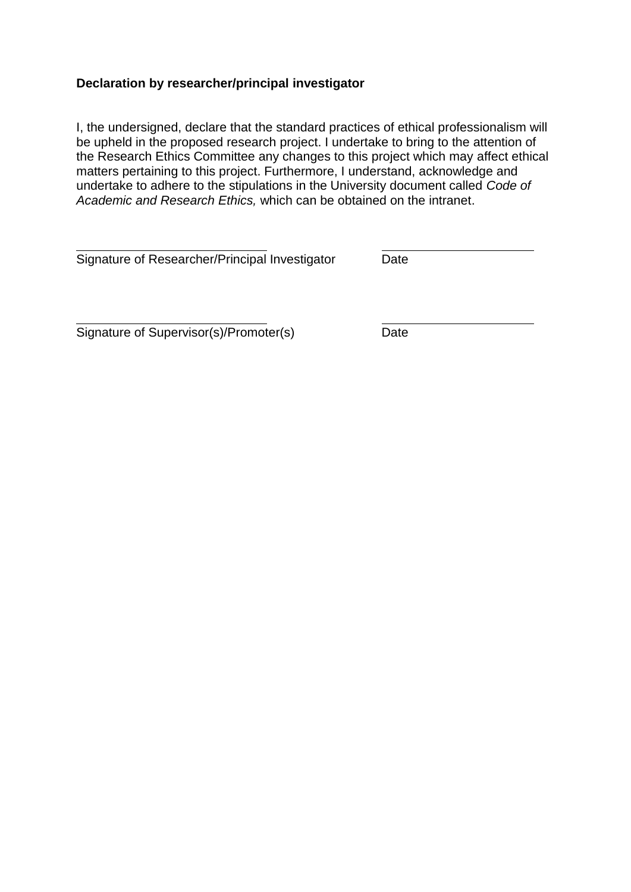**Declaration by researcher/principal investigator**

I, the undersigned, declare that the standard practices of ethical professionalism will be upheld in the proposed research project. I undertake to bring to the attention of the Research Ethics Committee any changes to this project which may affect ethical matters pertaining to this project. Furthermore, I understand, acknowledge and undertake to adhere to the stipulations in the University document called *Code of Academic and Research Ethics,* which can be obtained on the intranet.

\_\_\_\_\_\_\_\_\_\_\_\_\_\_\_\_\_\_\_\_\_\_\_\_\_\_\_\_ &nbsp;&nbsp;&nbsp;&nbsp;&nbsp;&nbsp;&nbsp;&nbsp;&nbsp;&nbsp; \_\_\_\_\_\_\_\_\_\_\_\_\_\_\_\_\_\_\_\_\_\_\_

Signature of Researcher/Principal Investigator &nbsp;&nbsp;&nbsp;&nbsp;&nbsp;&nbsp;&nbsp;&nbsp;&nbsp;&nbsp; Date

\_\_\_\_\_\_\_\_\_\_\_\_\_\_\_\_\_\_\_\_\_\_\_\_\_\_\_\_ &nbsp;&nbsp;&nbsp;&nbsp;&nbsp;&nbsp;&nbsp;&nbsp;&nbsp;&nbsp; \_\_\_\_\_\_\_\_\_\_\_\_\_\_\_\_\_\_\_\_\_\_\_

Signature of Supervisor(s)/Promoter(s) &nbsp;&nbsp;&nbsp;&nbsp;&nbsp;&nbsp;&nbsp;&nbsp;&nbsp;&nbsp; Date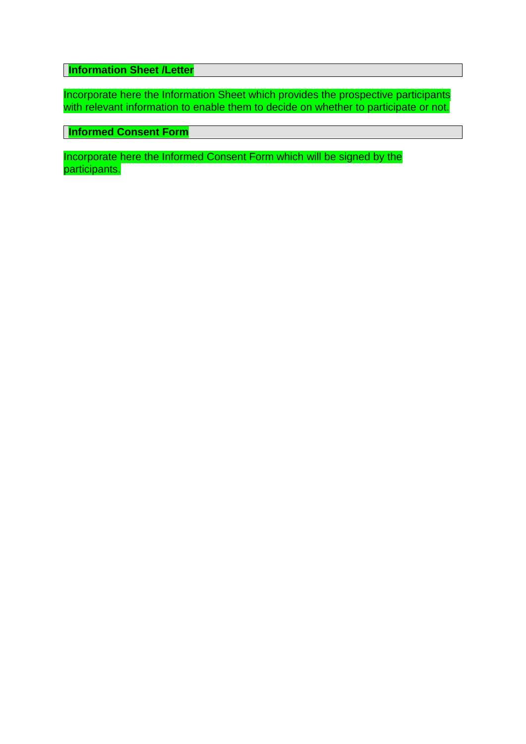## Information Sheet /Letter

Incorporate here the Information Sheet which provides the prospective participants with relevant information to enable them to decide on whether to participate or not.

## Informed Consent Form

Incorporate here the Informed Consent Form which will be signed by the participants.